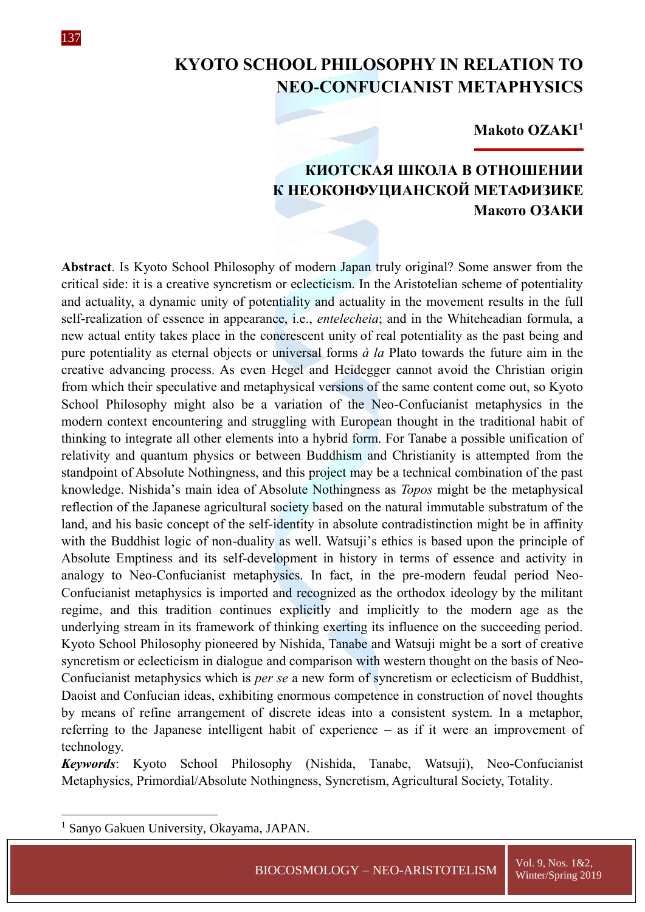# KYOTO SCHOOL PHILOSOPHY IN RELATION TO NEO-CONFUCIANIST METAPHYSICS

**Makoto OZAKI**[1]

## КИОТСКАЯ ШКОЛА В ОТНОШЕНИИ К НЕОКОНФУЦИАНСКОЙ МЕТАФИЗИКЕ

**Макото ОЗАКИ**

**Abstract**. Is Kyoto School Philosophy of modern Japan truly original? Some answer from the critical side: it is a creative syncretism or eclecticism. In the Aristotelian scheme of potentiality and actuality, a dynamic unity of potentiality and actuality in the movement results in the full self-realization of essence in appearance, i.e., *entelecheia*; and in the Whiteheadian formula, a new actual entity takes place in the concrescent unity of real potentiality as the past being and pure potentiality as eternal objects or universal forms *à la* Plato towards the future aim in the creative advancing process. As even Hegel and Heidegger cannot avoid the Christian origin from which their speculative and metaphysical versions of the same content come out, so Kyoto School Philosophy might also be a variation of the Neo-Confucianist metaphysics in the modern context encountering and struggling with European thought in the traditional habit of thinking to integrate all other elements into a hybrid form. For Tanabe a possible unification of relativity and quantum physics or between Buddhism and Christianity is attempted from the standpoint of Absolute Nothingness, and this project may be a technical combination of the past knowledge. Nishida's main idea of Absolute Nothingness as *Topos* might be the metaphysical reflection of the Japanese agricultural society based on the natural immutable substratum of the land, and his basic concept of the self-identity in absolute contradistinction might be in affinity with the Buddhist logic of non-duality as well. Watsuji's ethics is based upon the principle of Absolute Emptiness and its self-development in history in terms of essence and activity in analogy to Neo-Confucianist metaphysics. In fact, in the pre-modern feudal period Neo-Confucianist metaphysics is imported and recognized as the orthodox ideology by the militant regime, and this tradition continues explicitly and implicitly to the modern age as the underlying stream in its framework of thinking exerting its influence on the succeeding period. Kyoto School Philosophy pioneered by Nishida, Tanabe and Watsuji might be a sort of creative syncretism or eclecticism in dialogue and comparison with western thought on the basis of Neo-Confucianist metaphysics which is *per se* a new form of syncretism or eclecticism of Buddhist, Daoist and Confucian ideas, exhibiting enormous competence in construction of novel thoughts by means of refine arrangement of discrete ideas into a consistent system. In a metaphor, referring to the Japanese intelligent habit of experience – as if it were an improvement of technology.

***Keywords***: Kyoto School Philosophy (Nishida, Tanabe, Watsuji), Neo-Confucianist Metaphysics, Primordial/Absolute Nothingness, Syncretism, Agricultural Society, Totality.

---

[1] Sanyo Gakuen University, Okayama, JAPAN.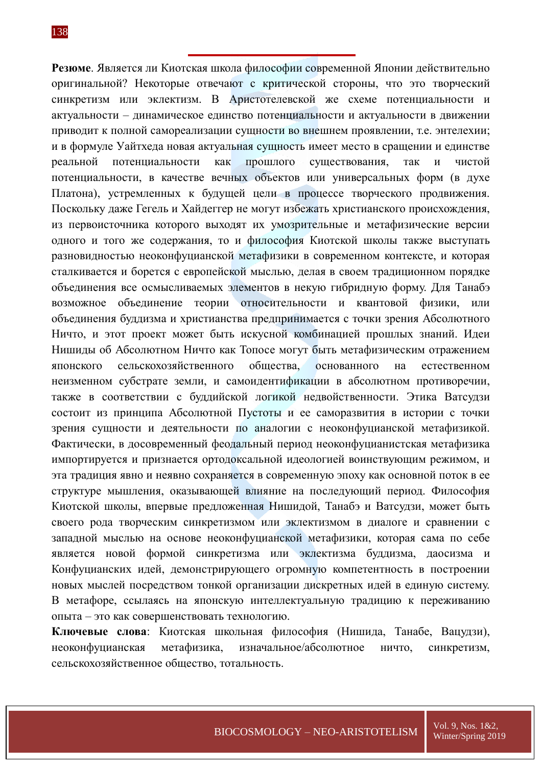**Резюме**. Является ли Киотская школа философии современной Японии действительно оригинальной? Некоторые отвечают с критической стороны, что это творческий синкретизм или эклектизм. В Аристотелевской же схеме потенциальности и актуальности – динамическое единство потенциальности и актуальности в движении приводит к полной самореализации сущности во внешнем проявлении, т.е. энтелехии; и в формуле Уайтхеда новая актуальная сущность имеет место в сращении и единстве реальной потенциальности как прошлого существования, так и чистой потенциальности, в качестве вечных объектов или универсальных форм (в духе Платона), устремленных к будущей цели в процессе творческого продвижения. Поскольку даже Гегель и Хайдеггер не могут избежать христианского происхождения, из первоисточника которого выходят их умозрительные и метафизические версии одного и того же содержания, то и философия Киотской школы также выступать разновидностью неоконфуцианской метафизики в современном контексте, и которая сталкивается и борется с европейской мыслью, делая в своем традиционном порядке объединения все осмысливаемых элементов в некую гибридную форму. Для Танабэ возможное объединение теории относительности и квантовой физики, или объединения буддизма и христианства предпринимается с точки зрения Абсолютного Ничто, и этот проект может быть искусной комбинацией прошлых знаний. Идеи Нишиды об Абсолютном Ничто как Топосе могут быть метафизическим отражением японского сельскохозяйственного общества, основанного на естественном неизменном субстрате земли, и самоидентификации в абсолютном противоречии, также в соответствии с буддийской логикой недвойственности. Этика Ватсудзи состоит из принципа Абсолютной Пустоты и ее саморазвития в истории с точки зрения сущности и деятельности по аналогии с неоконфуцианской метафизикой. Фактически, в досовременный феодальный период неоконфуцианистская метафизика импортируется и признается ортодоксальной идеологией воинствующим режимом, и эта традиция явно и неявно сохраняется в современную эпоху как основной поток в ее структуре мышления, оказывающей влияние на последующий период. Философия Киотской школы, впервые предложенная Нишидой, Танабэ и Ватсудзи, может быть своего рода творческим синкретизмом или эклектизмом в диалоге и сравнении с западной мыслью на основе неоконфуцианской метафизики, которая сама по себе является новой формой синкретизма или эклектизма буддизма, даосизма и Конфуцианских идей, демонстрирующего огромную компетентность в построении новых мыслей посредством тонкой организации дискретных идей в единую систему. В метафоре, ссылаясь на японскую интеллектуальную традицию к переживанию опыта – это как совершенствовать технологию.

**Ключевые слова**: Киотская школьная философия (Нишида, Танабе, Вацудзи), неоконфуцианская метафизика, изначальное/абсолютное ничто, синкретизм, сельскохозяйственное общество, тотальность.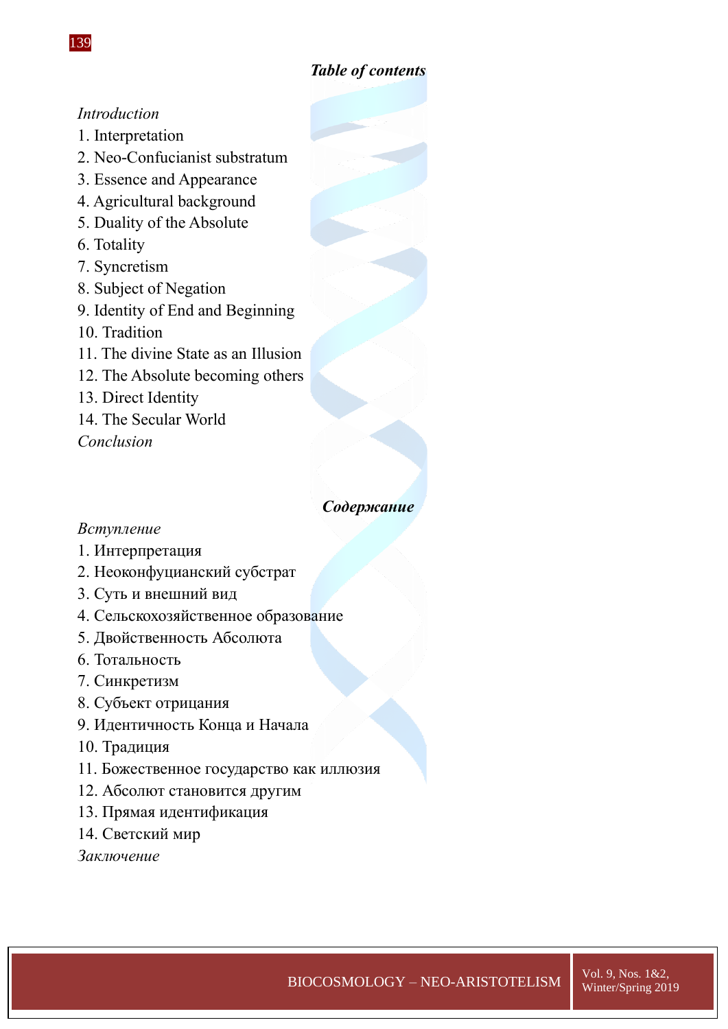## *Table of contents*

*Introduction*

1. Interpretation
2. Neo-Confucianist substratum
3. Essence and Appearance
4. Agricultural background
5. Duality of the Absolute
6. Totality
7. Syncretism
8. Subject of Negation
9. Identity of End and Beginning
10. Tradition
11. The divine State as an Illusion
12. The Absolute becoming others
13. Direct Identity
14. The Secular World

*Conclusion*

## *Содержание*

*Вступление*

1. Интерпретация
2. Неоконфуцианский субстрат
3. Суть и внешний вид
4. Сельскохозяйственное образование
5. Двойственность Абсолюта
6. Тотальность
7. Синкретизм
8. Субъект отрицания
9. Идентичность Конца и Начала
10. Традиция
11. Божественное государство как иллюзия
12. Абсолют становится другим
13. Прямая идентификация
14. Светский мир

*Заключение*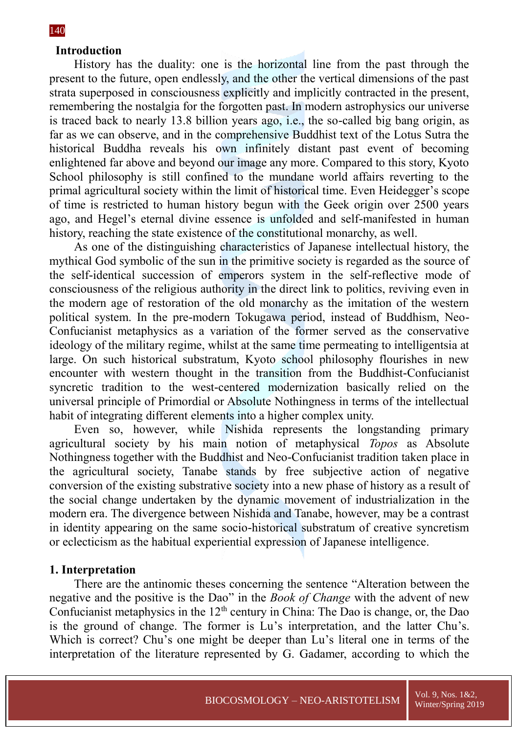## Introduction

History has the duality: one is the horizontal line from the past through the present to the future, open endlessly, and the other the vertical dimensions of the past strata superposed in consciousness explicitly and implicitly contracted in the present, remembering the nostalgia for the forgotten past. In modern astrophysics our universe is traced back to nearly 13.8 billion years ago, i.e., the so-called big bang origin, as far as we can observe, and in the comprehensive Buddhist text of the Lotus Sutra the historical Buddha reveals his own infinitely distant past event of becoming enlightened far above and beyond our image any more. Compared to this story, Kyoto School philosophy is still confined to the mundane world affairs reverting to the primal agricultural society within the limit of historical time. Even Heidegger's scope of time is restricted to human history begun with the Geek origin over 2500 years ago, and Hegel's eternal divine essence is unfolded and self-manifested in human history, reaching the state existence of the constitutional monarchy, as well.

As one of the distinguishing characteristics of Japanese intellectual history, the mythical God symbolic of the sun in the primitive society is regarded as the source of the self-identical succession of emperors system in the self-reflective mode of consciousness of the religious authority in the direct link to politics, reviving even in the modern age of restoration of the old monarchy as the imitation of the western political system. In the pre-modern Tokugawa period, instead of Buddhism, Neo-Confucianist metaphysics as a variation of the former served as the conservative ideology of the military regime, whilst at the same time permeating to intelligentsia at large. On such historical substratum, Kyoto school philosophy flourishes in new encounter with western thought in the transition from the Buddhist-Confucianist syncretic tradition to the west-centered modernization basically relied on the universal principle of Primordial or Absolute Nothingness in terms of the intellectual habit of integrating different elements into a higher complex unity.

Even so, however, while Nishida represents the longstanding primary agricultural society by his main notion of metaphysical *Topos* as Absolute Nothingness together with the Buddhist and Neo-Confucianist tradition taken place in the agricultural society, Tanabe stands by free subjective action of negative conversion of the existing substrative society into a new phase of history as a result of the social change undertaken by the dynamic movement of industrialization in the modern era. The divergence between Nishida and Tanabe, however, may be a contrast in identity appearing on the same socio-historical substratum of creative syncretism or eclecticism as the habitual experiential expression of Japanese intelligence.

## 1. Interpretation

There are the antinomic theses concerning the sentence "Alteration between the negative and the positive is the Dao" in the *Book of Change* with the advent of new Confucianist metaphysics in the 12th century in China: The Dao is change, or, the Dao is the ground of change. The former is Lu's interpretation, and the latter Chu's. Which is correct? Chu's one might be deeper than Lu's literal one in terms of the interpretation of the literature represented by G. Gadamer, according to which the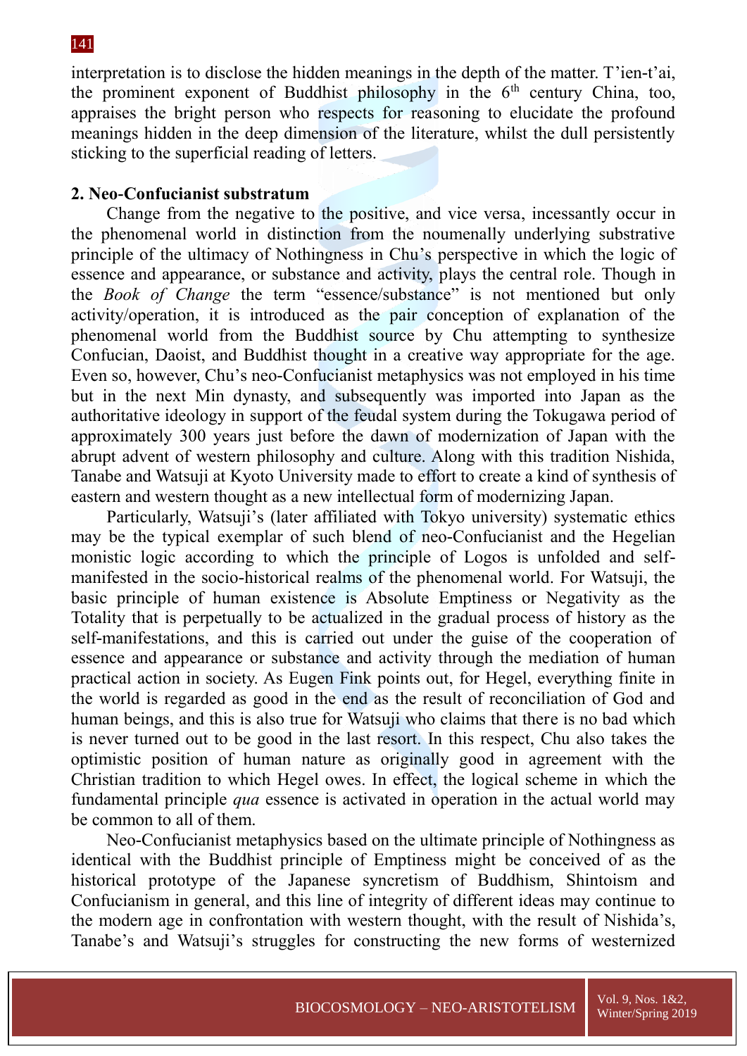interpretation is to disclose the hidden meanings in the depth of the matter. T'ien-t'ai, the prominent exponent of Buddhist philosophy in the 6th century China, too, appraises the bright person who respects for reasoning to elucidate the profound meanings hidden in the deep dimension of the literature, whilst the dull persistently sticking to the superficial reading of letters.

## 2. Neo-Confucianist substratum

Change from the negative to the positive, and vice versa, incessantly occur in the phenomenal world in distinction from the noumenally underlying substrative principle of the ultimacy of Nothingness in Chu's perspective in which the logic of essence and appearance, or substance and activity, plays the central role. Though in the *Book of Change* the term "essence/substance" is not mentioned but only activity/operation, it is introduced as the pair conception of explanation of the phenomenal world from the Buddhist source by Chu attempting to synthesize Confucian, Daoist, and Buddhist thought in a creative way appropriate for the age. Even so, however, Chu's neo-Confucianist metaphysics was not employed in his time but in the next Min dynasty, and subsequently was imported into Japan as the authoritative ideology in support of the feudal system during the Tokugawa period of approximately 300 years just before the dawn of modernization of Japan with the abrupt advent of western philosophy and culture. Along with this tradition Nishida, Tanabe and Watsuji at Kyoto University made to effort to create a kind of synthesis of eastern and western thought as a new intellectual form of modernizing Japan.

Particularly, Watsuji's (later affiliated with Tokyo university) systematic ethics may be the typical exemplar of such blend of neo-Confucianist and the Hegelian monistic logic according to which the principle of Logos is unfolded and self-manifested in the socio-historical realms of the phenomenal world. For Watsuji, the basic principle of human existence is Absolute Emptiness or Negativity as the Totality that is perpetually to be actualized in the gradual process of history as the self-manifestations, and this is carried out under the guise of the cooperation of essence and appearance or substance and activity through the mediation of human practical action in society. As Eugen Fink points out, for Hegel, everything finite in the world is regarded as good in the end as the result of reconciliation of God and human beings, and this is also true for Watsuji who claims that there is no bad which is never turned out to be good in the last resort. In this respect, Chu also takes the optimistic position of human nature as originally good in agreement with the Christian tradition to which Hegel owes. In effect, the logical scheme in which the fundamental principle *qua* essence is activated in operation in the actual world may be common to all of them.

Neo-Confucianist metaphysics based on the ultimate principle of Nothingness as identical with the Buddhist principle of Emptiness might be conceived of as the historical prototype of the Japanese syncretism of Buddhism, Shintoism and Confucianism in general, and this line of integrity of different ideas may continue to the modern age in confrontation with western thought, with the result of Nishida's, Tanabe's and Watsuji's struggles for constructing the new forms of westernized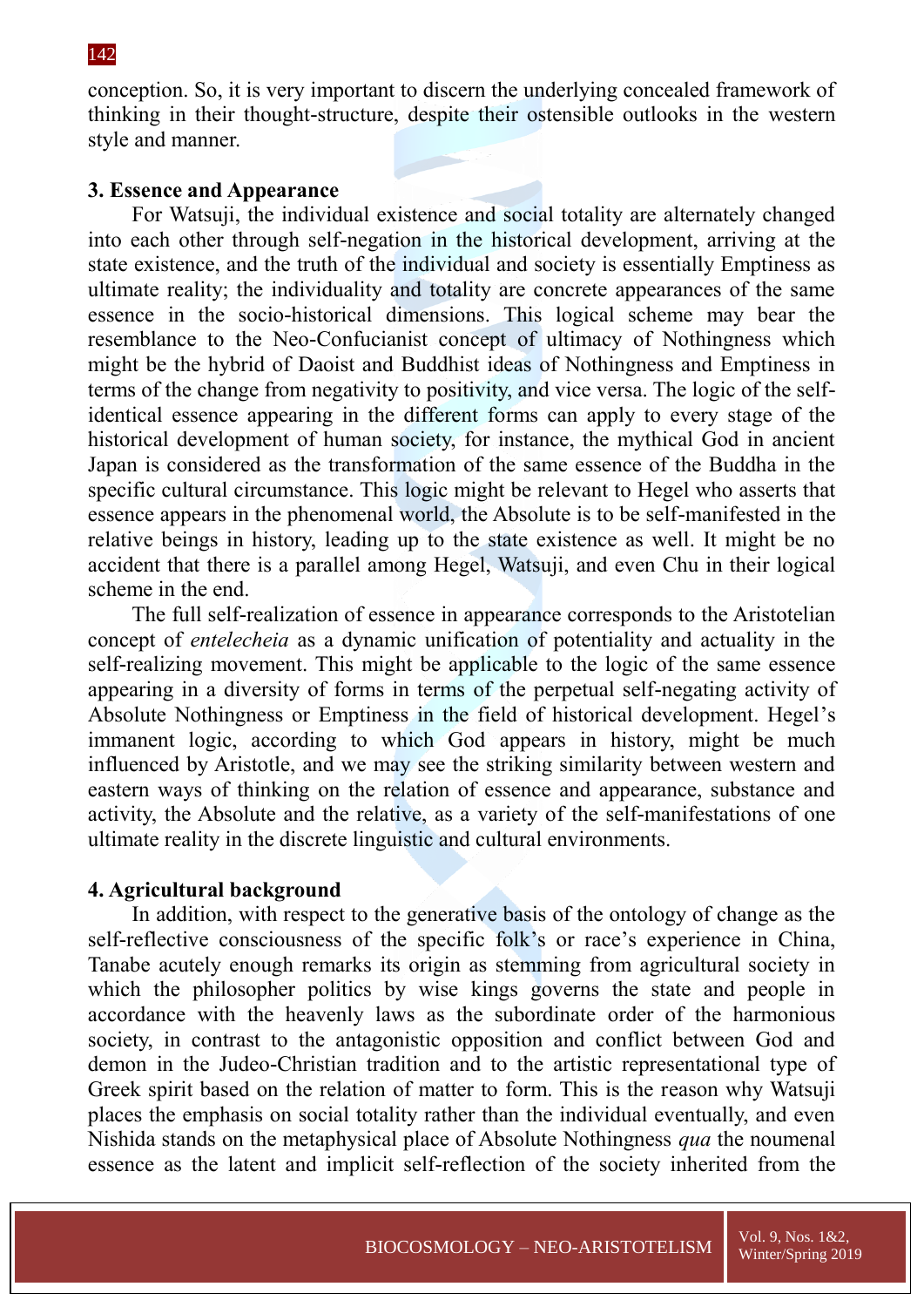conception. So, it is very important to discern the underlying concealed framework of thinking in their thought-structure, despite their ostensible outlooks in the western style and manner.

### 3. Essence and Appearance

For Watsuji, the individual existence and social totality are alternately changed into each other through self-negation in the historical development, arriving at the state existence, and the truth of the individual and society is essentially Emptiness as ultimate reality; the individuality and totality are concrete appearances of the same essence in the socio-historical dimensions. This logical scheme may bear the resemblance to the Neo-Confucianist concept of ultimacy of Nothingness which might be the hybrid of Daoist and Buddhist ideas of Nothingness and Emptiness in terms of the change from negativity to positivity, and vice versa. The logic of the self-identical essence appearing in the different forms can apply to every stage of the historical development of human society, for instance, the mythical God in ancient Japan is considered as the transformation of the same essence of the Buddha in the specific cultural circumstance. This logic might be relevant to Hegel who asserts that essence appears in the phenomenal world, the Absolute is to be self-manifested in the relative beings in history, leading up to the state existence as well. It might be no accident that there is a parallel among Hegel, Watsuji, and even Chu in their logical scheme in the end.

The full self-realization of essence in appearance corresponds to the Aristotelian concept of *entelecheia* as a dynamic unification of potentiality and actuality in the self-realizing movement. This might be applicable to the logic of the same essence appearing in a diversity of forms in terms of the perpetual self-negating activity of Absolute Nothingness or Emptiness in the field of historical development. Hegel's immanent logic, according to which God appears in history, might be much influenced by Aristotle, and we may see the striking similarity between western and eastern ways of thinking on the relation of essence and appearance, substance and activity, the Absolute and the relative, as a variety of the self-manifestations of one ultimate reality in the discrete linguistic and cultural environments.

### 4. Agricultural background

In addition, with respect to the generative basis of the ontology of change as the self-reflective consciousness of the specific folk's or race's experience in China, Tanabe acutely enough remarks its origin as stemming from agricultural society in which the philosopher politics by wise kings governs the state and people in accordance with the heavenly laws as the subordinate order of the harmonious society, in contrast to the antagonistic opposition and conflict between God and demon in the Judeo-Christian tradition and to the artistic representational type of Greek spirit based on the relation of matter to form. This is the reason why Watsuji places the emphasis on social totality rather than the individual eventually, and even Nishida stands on the metaphysical place of Absolute Nothingness *qua* the noumenal essence as the latent and implicit self-reflection of the society inherited from the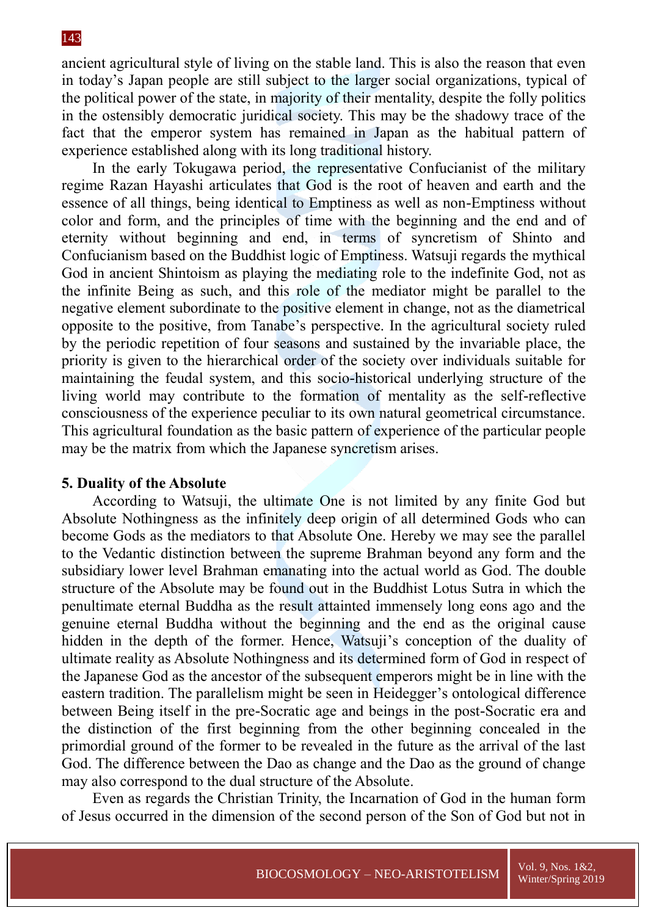ancient agricultural style of living on the stable land. This is also the reason that even in today's Japan people are still subject to the larger social organizations, typical of the political power of the state, in majority of their mentality, despite the folly politics in the ostensibly democratic juridical society. This may be the shadowy trace of the fact that the emperor system has remained in Japan as the habitual pattern of experience established along with its long traditional history.

In the early Tokugawa period, the representative Confucianist of the military regime Razan Hayashi articulates that God is the root of heaven and earth and the essence of all things, being identical to Emptiness as well as non-Emptiness without color and form, and the principles of time with the beginning and the end and of eternity without beginning and end, in terms of syncretism of Shinto and Confucianism based on the Buddhist logic of Emptiness. Watsuji regards the mythical God in ancient Shintoism as playing the mediating role to the indefinite God, not as the infinite Being as such, and this role of the mediator might be parallel to the negative element subordinate to the positive element in change, not as the diametrical opposite to the positive, from Tanabe's perspective. In the agricultural society ruled by the periodic repetition of four seasons and sustained by the invariable place, the priority is given to the hierarchical order of the society over individuals suitable for maintaining the feudal system, and this socio-historical underlying structure of the living world may contribute to the formation of mentality as the self-reflective consciousness of the experience peculiar to its own natural geometrical circumstance. This agricultural foundation as the basic pattern of experience of the particular people may be the matrix from which the Japanese syncretism arises.

## 5. Duality of the Absolute

According to Watsuji, the ultimate One is not limited by any finite God but Absolute Nothingness as the infinitely deep origin of all determined Gods who can become Gods as the mediators to that Absolute One. Hereby we may see the parallel to the Vedantic distinction between the supreme Brahman beyond any form and the subsidiary lower level Brahman emanating into the actual world as God. The double structure of the Absolute may be found out in the Buddhist Lotus Sutra in which the penultimate eternal Buddha as the result attainted immensely long eons ago and the genuine eternal Buddha without the beginning and the end as the original cause hidden in the depth of the former. Hence, Watsuji's conception of the duality of ultimate reality as Absolute Nothingness and its determined form of God in respect of the Japanese God as the ancestor of the subsequent emperors might be in line with the eastern tradition. The parallelism might be seen in Heidegger's ontological difference between Being itself in the pre-Socratic age and beings in the post-Socratic era and the distinction of the first beginning from the other beginning concealed in the primordial ground of the former to be revealed in the future as the arrival of the last God. The difference between the Dao as change and the Dao as the ground of change may also correspond to the dual structure of the Absolute.

Even as regards the Christian Trinity, the Incarnation of God in the human form of Jesus occurred in the dimension of the second person of the Son of God but not in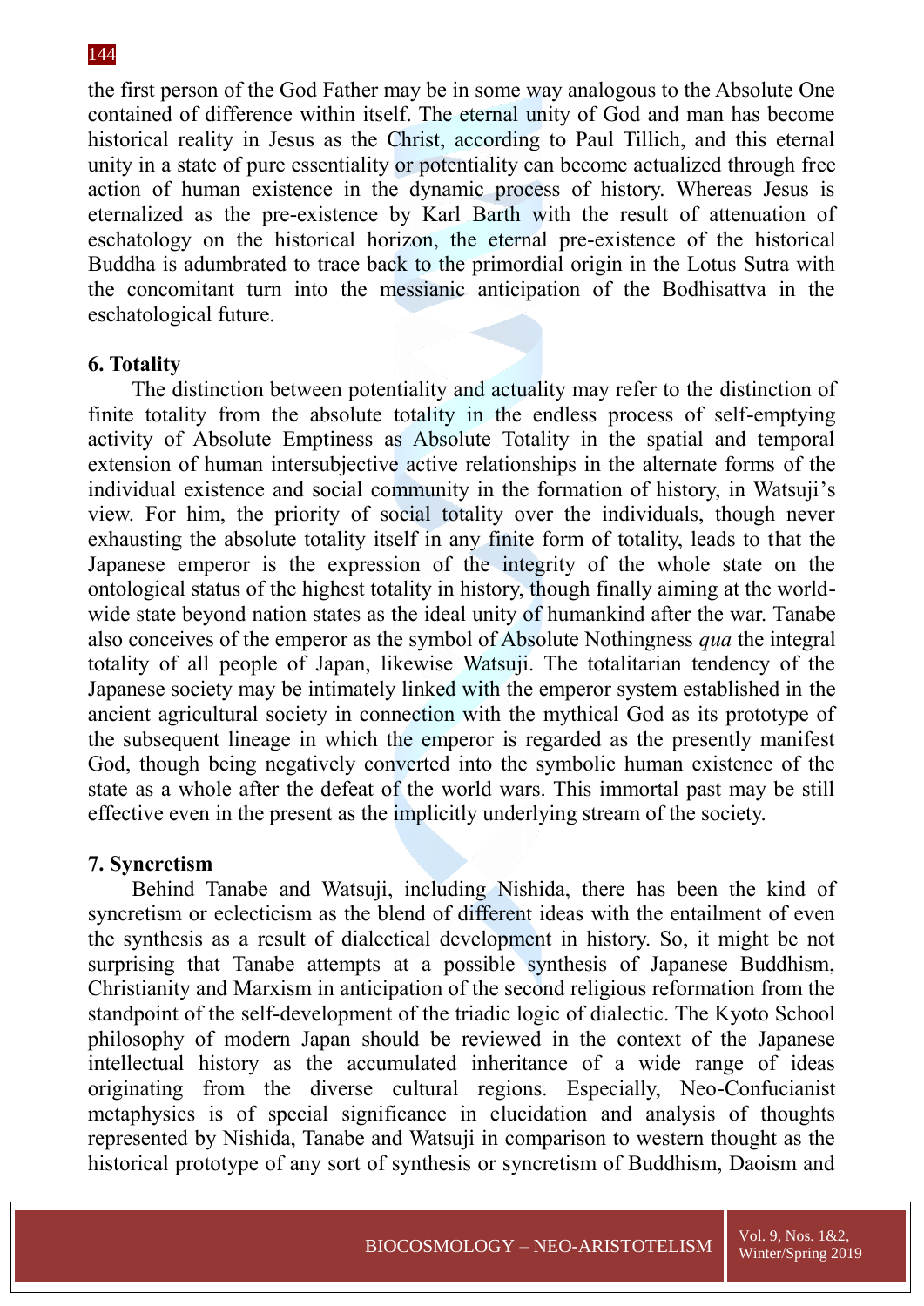the first person of the God Father may be in some way analogous to the Absolute One contained of difference within itself. The eternal unity of God and man has become historical reality in Jesus as the Christ, according to Paul Tillich, and this eternal unity in a state of pure essentiality or potentiality can become actualized through free action of human existence in the dynamic process of history. Whereas Jesus is eternalized as the pre-existence by Karl Barth with the result of attenuation of eschatology on the historical horizon, the eternal pre-existence of the historical Buddha is adumbrated to trace back to the primordial origin in the Lotus Sutra with the concomitant turn into the messianic anticipation of the Bodhisattva in the eschatological future.

### 6. Totality

The distinction between potentiality and actuality may refer to the distinction of finite totality from the absolute totality in the endless process of self-emptying activity of Absolute Emptiness as Absolute Totality in the spatial and temporal extension of human intersubjective active relationships in the alternate forms of the individual existence and social community in the formation of history, in Watsuji's view. For him, the priority of social totality over the individuals, though never exhausting the absolute totality itself in any finite form of totality, leads to that the Japanese emperor is the expression of the integrity of the whole state on the ontological status of the highest totality in history, though finally aiming at the world-wide state beyond nation states as the ideal unity of humankind after the war. Tanabe also conceives of the emperor as the symbol of Absolute Nothingness *qua* the integral totality of all people of Japan, likewise Watsuji. The totalitarian tendency of the Japanese society may be intimately linked with the emperor system established in the ancient agricultural society in connection with the mythical God as its prototype of the subsequent lineage in which the emperor is regarded as the presently manifest God, though being negatively converted into the symbolic human existence of the state as a whole after the defeat of the world wars. This immortal past may be still effective even in the present as the implicitly underlying stream of the society.

### 7. Syncretism

Behind Tanabe and Watsuji, including Nishida, there has been the kind of syncretism or eclecticism as the blend of different ideas with the entailment of even the synthesis as a result of dialectical development in history. So, it might be not surprising that Tanabe attempts at a possible synthesis of Japanese Buddhism, Christianity and Marxism in anticipation of the second religious reformation from the standpoint of the self-development of the triadic logic of dialectic. The Kyoto School philosophy of modern Japan should be reviewed in the context of the Japanese intellectual history as the accumulated inheritance of a wide range of ideas originating from the diverse cultural regions. Especially, Neo-Confucianist metaphysics is of special significance in elucidation and analysis of thoughts represented by Nishida, Tanabe and Watsuji in comparison to western thought as the historical prototype of any sort of synthesis or syncretism of Buddhism, Daoism and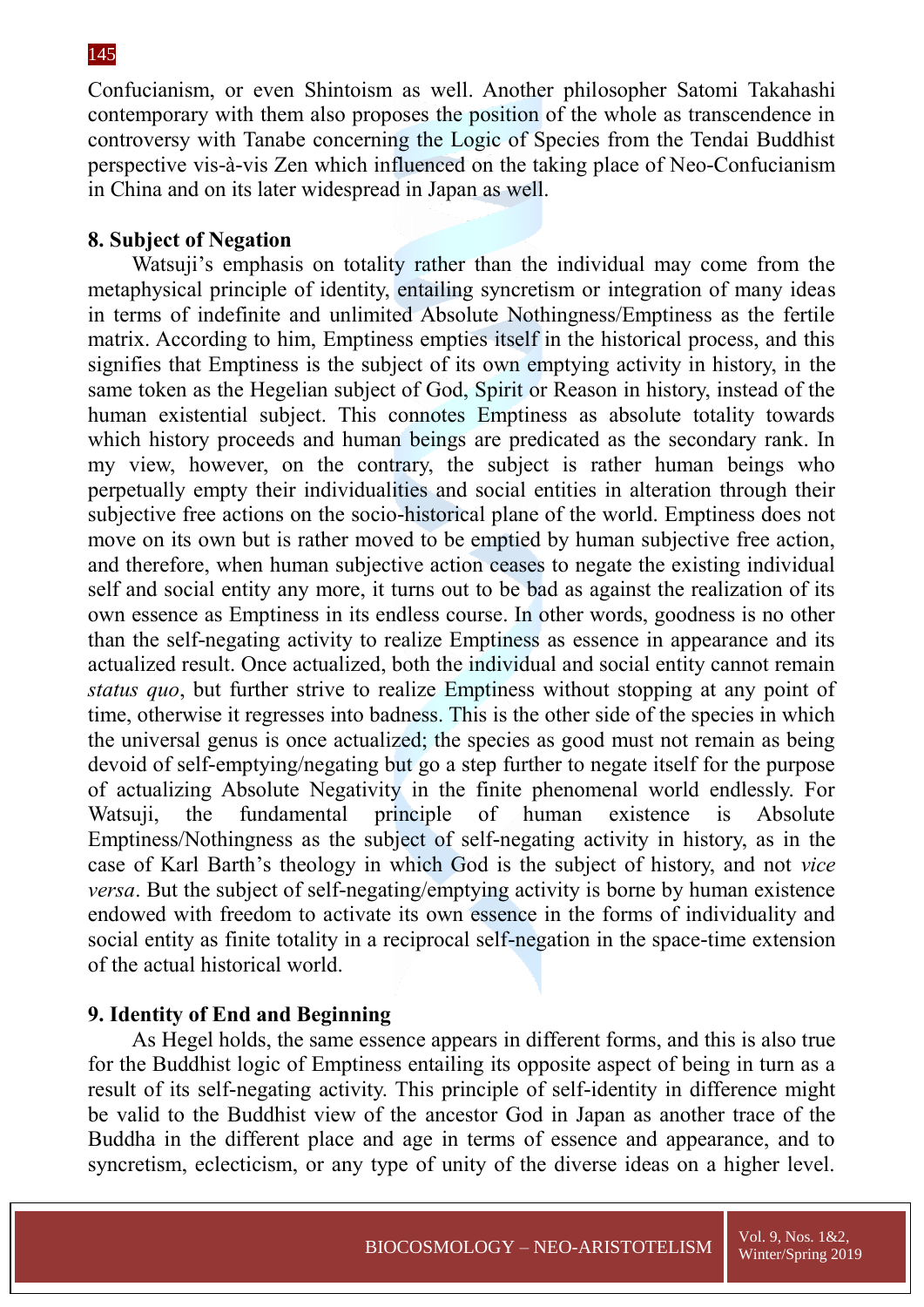Confucianism, or even Shintoism as well. Another philosopher Satomi Takahashi contemporary with them also proposes the position of the whole as transcendence in controversy with Tanabe concerning the Logic of Species from the Tendai Buddhist perspective vis-à-vis Zen which influenced on the taking place of Neo-Confucianism in China and on its later widespread in Japan as well.

## 8. Subject of Negation

Watsuji's emphasis on totality rather than the individual may come from the metaphysical principle of identity, entailing syncretism or integration of many ideas in terms of indefinite and unlimited Absolute Nothingness/Emptiness as the fertile matrix. According to him, Emptiness empties itself in the historical process, and this signifies that Emptiness is the subject of its own emptying activity in history, in the same token as the Hegelian subject of God, Spirit or Reason in history, instead of the human existential subject. This connotes Emptiness as absolute totality towards which history proceeds and human beings are predicated as the secondary rank. In my view, however, on the contrary, the subject is rather human beings who perpetually empty their individualities and social entities in alteration through their subjective free actions on the socio-historical plane of the world. Emptiness does not move on its own but is rather moved to be emptied by human subjective free action, and therefore, when human subjective action ceases to negate the existing individual self and social entity any more, it turns out to be bad as against the realization of its own essence as Emptiness in its endless course. In other words, goodness is no other than the self-negating activity to realize Emptiness as essence in appearance and its actualized result. Once actualized, both the individual and social entity cannot remain *status quo*, but further strive to realize Emptiness without stopping at any point of time, otherwise it regresses into badness. This is the other side of the species in which the universal genus is once actualized; the species as good must not remain as being devoid of self-emptying/negating but go a step further to negate itself for the purpose of actualizing Absolute Negativity in the finite phenomenal world endlessly. For Watsuji, the fundamental principle of human existence is Absolute Emptiness/Nothingness as the subject of self-negating activity in history, as in the case of Karl Barth's theology in which God is the subject of history, and not *vice versa*. But the subject of self-negating/emptying activity is borne by human existence endowed with freedom to activate its own essence in the forms of individuality and social entity as finite totality in a reciprocal self-negation in the space-time extension of the actual historical world.

## 9. Identity of End and Beginning

As Hegel holds, the same essence appears in different forms, and this is also true for the Buddhist logic of Emptiness entailing its opposite aspect of being in turn as a result of its self-negating activity. This principle of self-identity in difference might be valid to the Buddhist view of the ancestor God in Japan as another trace of the Buddha in the different place and age in terms of essence and appearance, and to syncretism, eclecticism, or any type of unity of the diverse ideas on a higher level.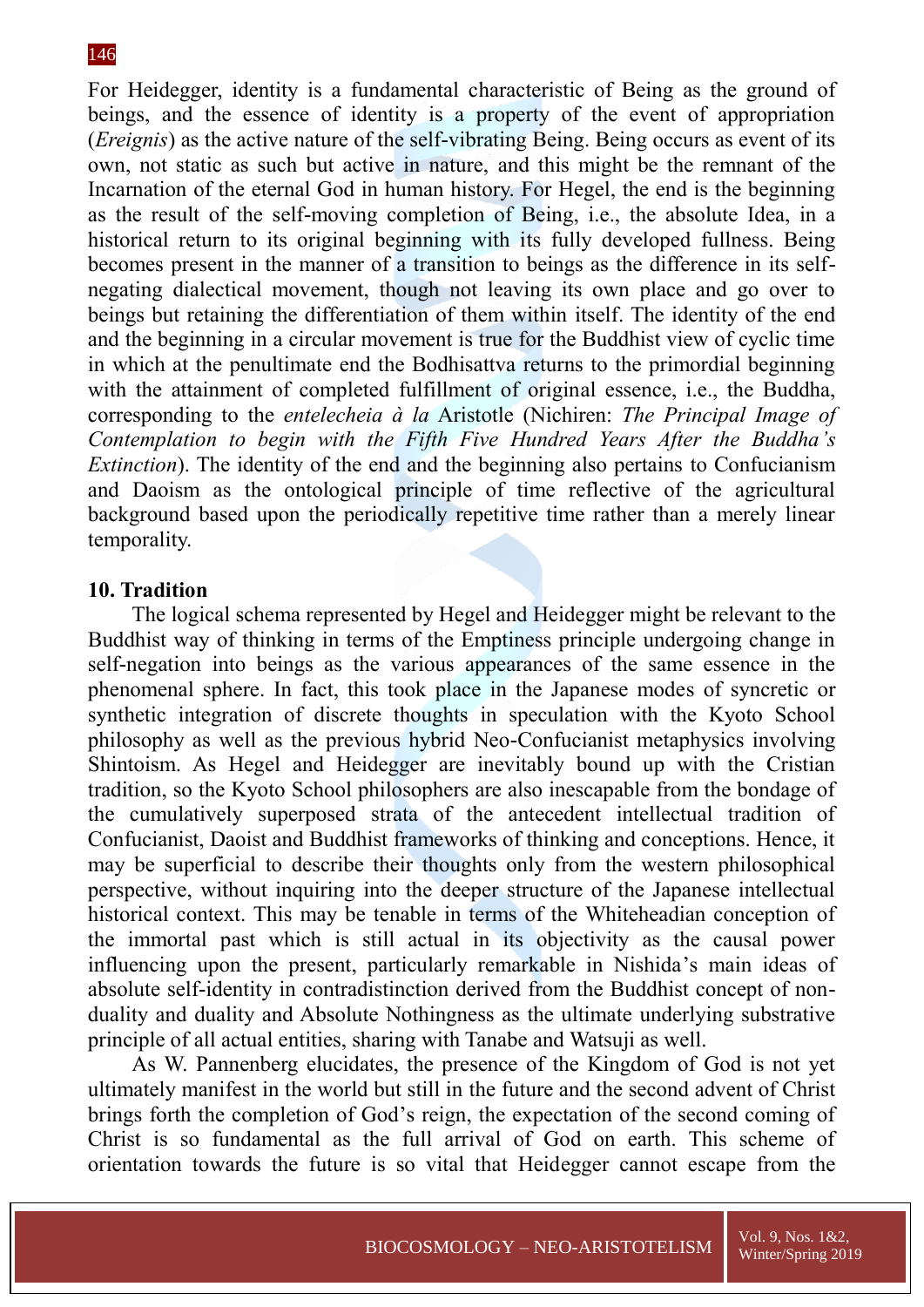For Heidegger, identity is a fundamental characteristic of Being as the ground of beings, and the essence of identity is a property of the event of appropriation (*Ereignis*) as the active nature of the self-vibrating Being. Being occurs as event of its own, not static as such but active in nature, and this might be the remnant of the Incarnation of the eternal God in human history. For Hegel, the end is the beginning as the result of the self-moving completion of Being, i.e., the absolute Idea, in a historical return to its original beginning with its fully developed fullness. Being becomes present in the manner of a transition to beings as the difference in its self-negating dialectical movement, though not leaving its own place and go over to beings but retaining the differentiation of them within itself. The identity of the end and the beginning in a circular movement is true for the Buddhist view of cyclic time in which at the penultimate end the Bodhisattva returns to the primordial beginning with the attainment of completed fulfillment of original essence, i.e., the Buddha, corresponding to the *entelecheia à la* Aristotle (Nichiren: *The Principal Image of Contemplation to begin with the Fifth Five Hundred Years After the Buddha's Extinction*). The identity of the end and the beginning also pertains to Confucianism and Daoism as the ontological principle of time reflective of the agricultural background based upon the periodically repetitive time rather than a merely linear temporality.

## 10. Tradition

The logical schema represented by Hegel and Heidegger might be relevant to the Buddhist way of thinking in terms of the Emptiness principle undergoing change in self-negation into beings as the various appearances of the same essence in the phenomenal sphere. In fact, this took place in the Japanese modes of syncretic or synthetic integration of discrete thoughts in speculation with the Kyoto School philosophy as well as the previous hybrid Neo-Confucianist metaphysics involving Shintoism. As Hegel and Heidegger are inevitably bound up with the Cristian tradition, so the Kyoto School philosophers are also inescapable from the bondage of the cumulatively superposed strata of the antecedent intellectual tradition of Confucianist, Daoist and Buddhist frameworks of thinking and conceptions. Hence, it may be superficial to describe their thoughts only from the western philosophical perspective, without inquiring into the deeper structure of the Japanese intellectual historical context. This may be tenable in terms of the Whiteheadian conception of the immortal past which is still actual in its objectivity as the causal power influencing upon the present, particularly remarkable in Nishida's main ideas of absolute self-identity in contradistinction derived from the Buddhist concept of non-duality and duality and Absolute Nothingness as the ultimate underlying substrative principle of all actual entities, sharing with Tanabe and Watsuji as well.

As W. Pannenberg elucidates, the presence of the Kingdom of God is not yet ultimately manifest in the world but still in the future and the second advent of Christ brings forth the completion of God's reign, the expectation of the second coming of Christ is so fundamental as the full arrival of God on earth. This scheme of orientation towards the future is so vital that Heidegger cannot escape from the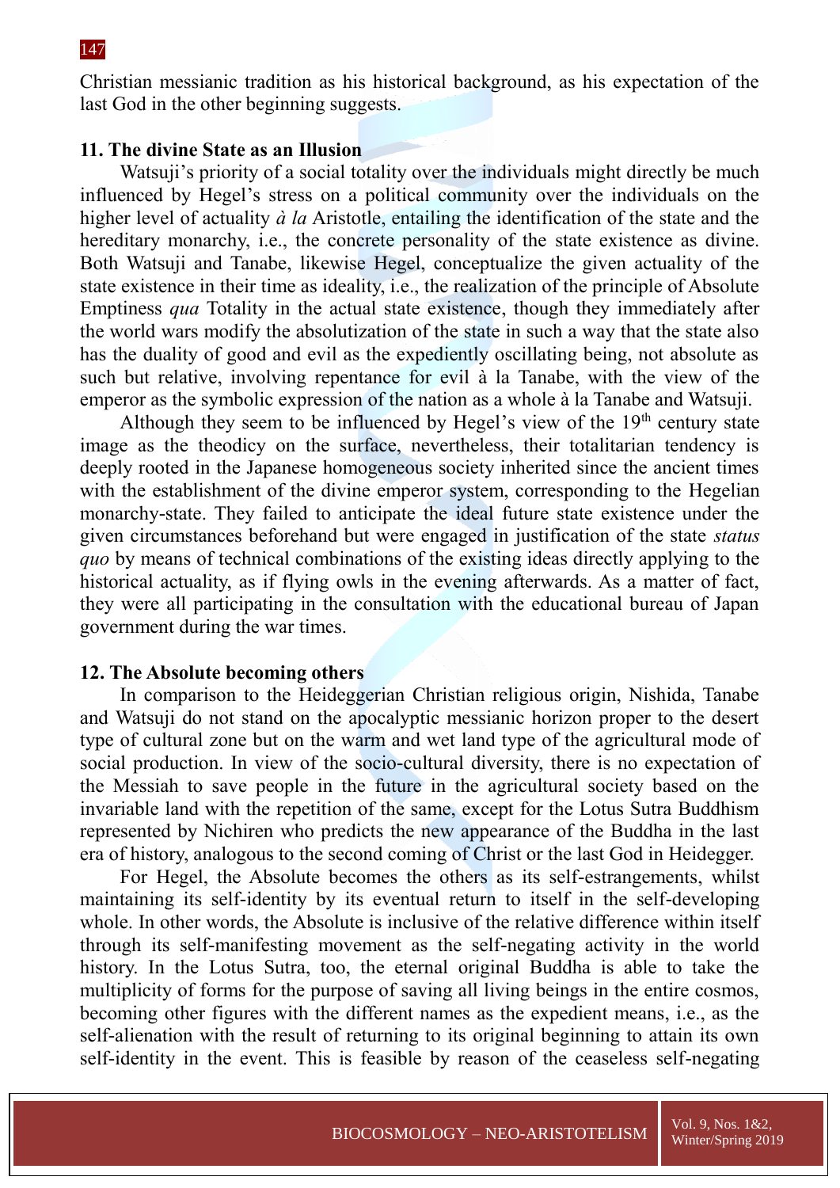Christian messianic tradition as his historical background, as his expectation of the last God in the other beginning suggests.

## 11. The divine State as an Illusion

Watsuji's priority of a social totality over the individuals might directly be much influenced by Hegel's stress on a political community over the individuals on the higher level of actuality *à la* Aristotle, entailing the identification of the state and the hereditary monarchy, i.e., the concrete personality of the state existence as divine. Both Watsuji and Tanabe, likewise Hegel, conceptualize the given actuality of the state existence in their time as ideality, i.e., the realization of the principle of Absolute Emptiness *qua* Totality in the actual state existence, though they immediately after the world wars modify the absolutization of the state in such a way that the state also has the duality of good and evil as the expediently oscillating being, not absolute as such but relative, involving repentance for evil à la Tanabe, with the view of the emperor as the symbolic expression of the nation as a whole à la Tanabe and Watsuji.

Although they seem to be influenced by Hegel's view of the 19th century state image as the theodicy on the surface, nevertheless, their totalitarian tendency is deeply rooted in the Japanese homogeneous society inherited since the ancient times with the establishment of the divine emperor system, corresponding to the Hegelian monarchy-state. They failed to anticipate the ideal future state existence under the given circumstances beforehand but were engaged in justification of the state *status quo* by means of technical combinations of the existing ideas directly applying to the historical actuality, as if flying owls in the evening afterwards. As a matter of fact, they were all participating in the consultation with the educational bureau of Japan government during the war times.

## 12. The Absolute becoming others

In comparison to the Heideggerian Christian religious origin, Nishida, Tanabe and Watsuji do not stand on the apocalyptic messianic horizon proper to the desert type of cultural zone but on the warm and wet land type of the agricultural mode of social production. In view of the socio-cultural diversity, there is no expectation of the Messiah to save people in the future in the agricultural society based on the invariable land with the repetition of the same, except for the Lotus Sutra Buddhism represented by Nichiren who predicts the new appearance of the Buddha in the last era of history, analogous to the second coming of Christ or the last God in Heidegger.

For Hegel, the Absolute becomes the others as its self-estrangements, whilst maintaining its self-identity by its eventual return to itself in the self-developing whole. In other words, the Absolute is inclusive of the relative difference within itself through its self-manifesting movement as the self-negating activity in the world history. In the Lotus Sutra, too, the eternal original Buddha is able to take the multiplicity of forms for the purpose of saving all living beings in the entire cosmos, becoming other figures with the different names as the expedient means, i.e., as the self-alienation with the result of returning to its original beginning to attain its own self-identity in the event. This is feasible by reason of the ceaseless self-negating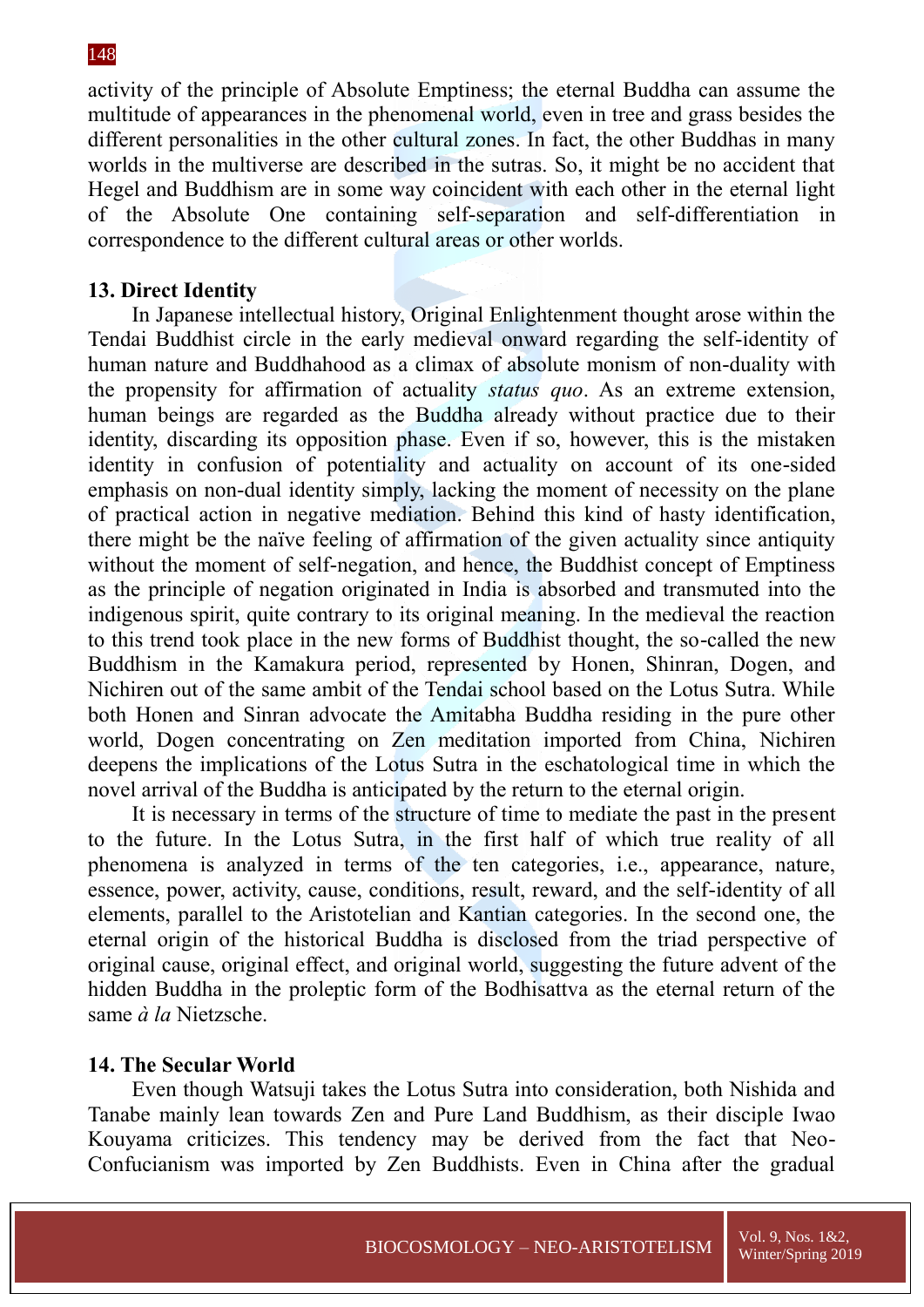activity of the principle of Absolute Emptiness; the eternal Buddha can assume the multitude of appearances in the phenomenal world, even in tree and grass besides the different personalities in the other cultural zones. In fact, the other Buddhas in many worlds in the multiverse are described in the sutras. So, it might be no accident that Hegel and Buddhism are in some way coincident with each other in the eternal light of the Absolute One containing self-separation and self-differentiation in correspondence to the different cultural areas or other worlds.

**13. Direct Identity**

In Japanese intellectual history, Original Enlightenment thought arose within the Tendai Buddhist circle in the early medieval onward regarding the self-identity of human nature and Buddhahood as a climax of absolute monism of non-duality with the propensity for affirmation of actuality *status quo*. As an extreme extension, human beings are regarded as the Buddha already without practice due to their identity, discarding its opposition phase. Even if so, however, this is the mistaken identity in confusion of potentiality and actuality on account of its one-sided emphasis on non-dual identity simply, lacking the moment of necessity on the plane of practical action in negative mediation. Behind this kind of hasty identification, there might be the naïve feeling of affirmation of the given actuality since antiquity without the moment of self-negation, and hence, the Buddhist concept of Emptiness as the principle of negation originated in India is absorbed and transmuted into the indigenous spirit, quite contrary to its original meaning. In the medieval the reaction to this trend took place in the new forms of Buddhist thought, the so-called the new Buddhism in the Kamakura period, represented by Honen, Shinran, Dogen, and Nichiren out of the same ambit of the Tendai school based on the Lotus Sutra. While both Honen and Sinran advocate the Amitabha Buddha residing in the pure other world, Dogen concentrating on Zen meditation imported from China, Nichiren deepens the implications of the Lotus Sutra in the eschatological time in which the novel arrival of the Buddha is anticipated by the return to the eternal origin.

It is necessary in terms of the structure of time to mediate the past in the present to the future. In the Lotus Sutra, in the first half of which true reality of all phenomena is analyzed in terms of the ten categories, i.e., appearance, nature, essence, power, activity, cause, conditions, result, reward, and the self-identity of all elements, parallel to the Aristotelian and Kantian categories. In the second one, the eternal origin of the historical Buddha is disclosed from the triad perspective of original cause, original effect, and original world, suggesting the future advent of the hidden Buddha in the proleptic form of the Bodhisattva as the eternal return of the same *à la* Nietzsche.

**14. The Secular World**

Even though Watsuji takes the Lotus Sutra into consideration, both Nishida and Tanabe mainly lean towards Zen and Pure Land Buddhism, as their disciple Iwao Kouyama criticizes. This tendency may be derived from the fact that Neo-Confucianism was imported by Zen Buddhists. Even in China after the gradual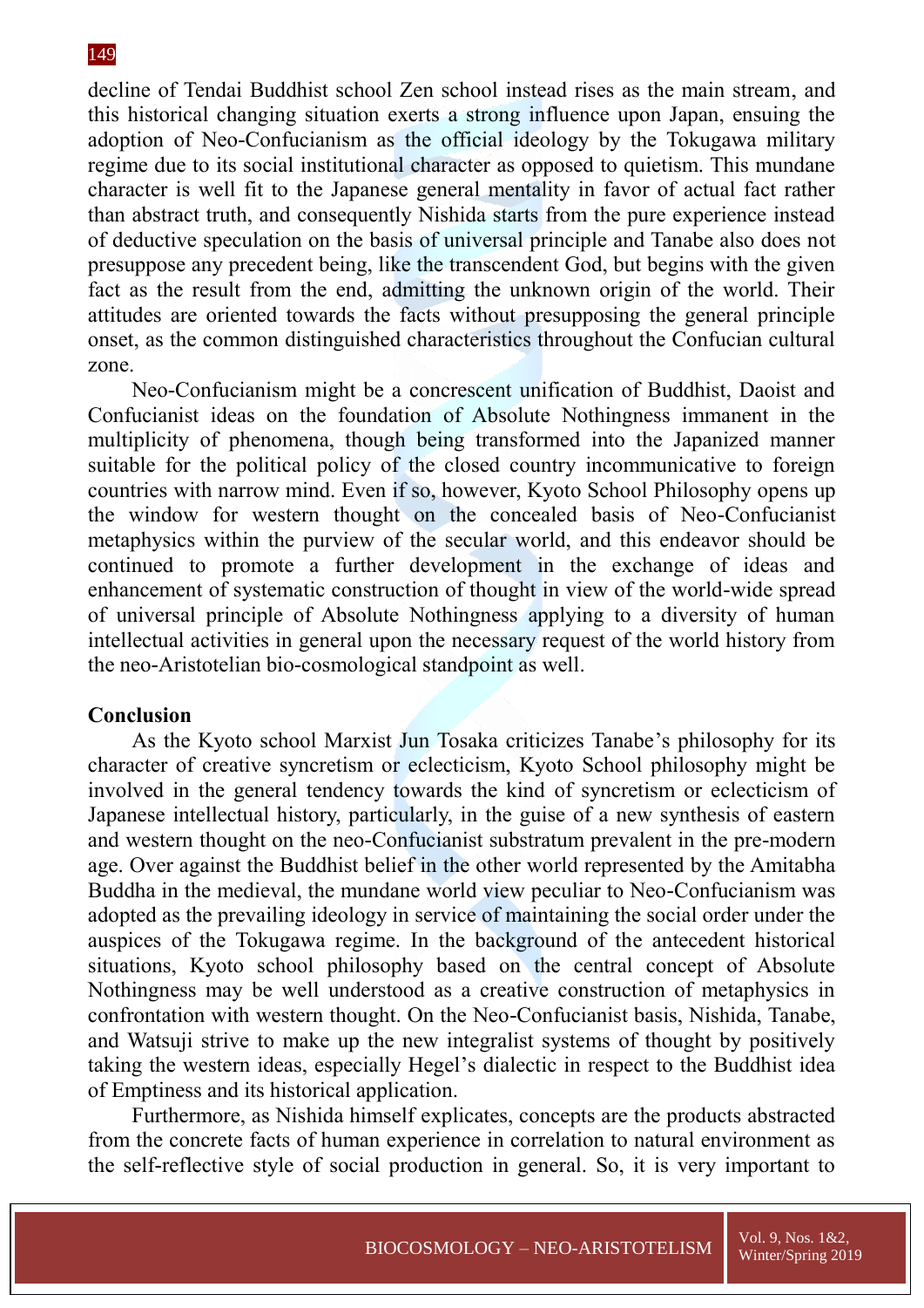decline of Tendai Buddhist school Zen school instead rises as the main stream, and this historical changing situation exerts a strong influence upon Japan, ensuing the adoption of Neo-Confucianism as the official ideology by the Tokugawa military regime due to its social institutional character as opposed to quietism. This mundane character is well fit to the Japanese general mentality in favor of actual fact rather than abstract truth, and consequently Nishida starts from the pure experience instead of deductive speculation on the basis of universal principle and Tanabe also does not presuppose any precedent being, like the transcendent God, but begins with the given fact as the result from the end, admitting the unknown origin of the world. Their attitudes are oriented towards the facts without presupposing the general principle onset, as the common distinguished characteristics throughout the Confucian cultural zone.

Neo-Confucianism might be a concrescent unification of Buddhist, Daoist and Confucianist ideas on the foundation of Absolute Nothingness immanent in the multiplicity of phenomena, though being transformed into the Japanized manner suitable for the political policy of the closed country incommunicative to foreign countries with narrow mind. Even if so, however, Kyoto School Philosophy opens up the window for western thought on the concealed basis of Neo-Confucianist metaphysics within the purview of the secular world, and this endeavor should be continued to promote a further development in the exchange of ideas and enhancement of systematic construction of thought in view of the world-wide spread of universal principle of Absolute Nothingness applying to a diversity of human intellectual activities in general upon the necessary request of the world history from the neo-Aristotelian bio-cosmological standpoint as well.

## Conclusion

As the Kyoto school Marxist Jun Tosaka criticizes Tanabe's philosophy for its character of creative syncretism or eclecticism, Kyoto School philosophy might be involved in the general tendency towards the kind of syncretism or eclecticism of Japanese intellectual history, particularly, in the guise of a new synthesis of eastern and western thought on the neo-Confucianist substratum prevalent in the pre-modern age. Over against the Buddhist belief in the other world represented by the Amitabha Buddha in the medieval, the mundane world view peculiar to Neo-Confucianism was adopted as the prevailing ideology in service of maintaining the social order under the auspices of the Tokugawa regime. In the background of the antecedent historical situations, Kyoto school philosophy based on the central concept of Absolute Nothingness may be well understood as a creative construction of metaphysics in confrontation with western thought. On the Neo-Confucianist basis, Nishida, Tanabe, and Watsuji strive to make up the new integralist systems of thought by positively taking the western ideas, especially Hegel's dialectic in respect to the Buddhist idea of Emptiness and its historical application.

Furthermore, as Nishida himself explicates, concepts are the products abstracted from the concrete facts of human experience in correlation to natural environment as the self-reflective style of social production in general. So, it is very important to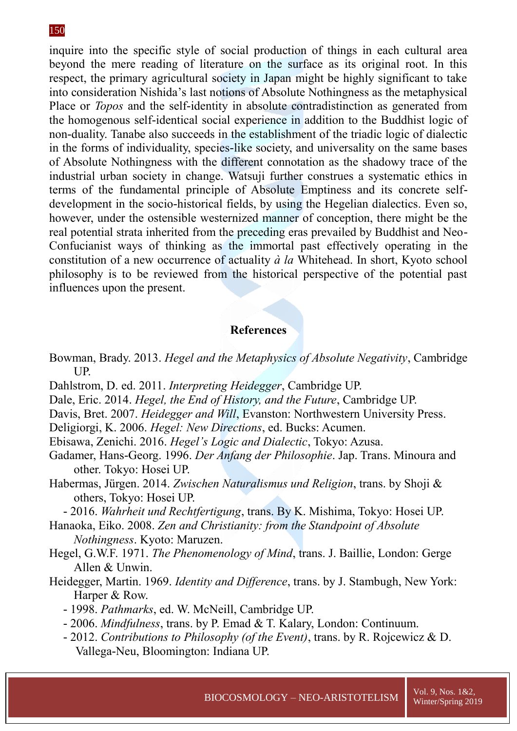inquire into the specific style of social production of things in each cultural area beyond the mere reading of literature on the surface as its original root. In this respect, the primary agricultural society in Japan might be highly significant to take into consideration Nishida's last notions of Absolute Nothingness as the metaphysical Place or *Topos* and the self-identity in absolute contradistinction as generated from the homogenous self-identical social experience in addition to the Buddhist logic of non-duality. Tanabe also succeeds in the establishment of the triadic logic of dialectic in the forms of individuality, species-like society, and universality on the same bases of Absolute Nothingness with the different connotation as the shadowy trace of the industrial urban society in change. Watsuji further construes a systematic ethics in terms of the fundamental principle of Absolute Emptiness and its concrete self-development in the socio-historical fields, by using the Hegelian dialectics. Even so, however, under the ostensible westernized manner of conception, there might be the real potential strata inherited from the preceding eras prevailed by Buddhist and Neo-Confucianist ways of thinking as the immortal past effectively operating in the constitution of a new occurrence of actuality *à la* Whitehead. In short, Kyoto school philosophy is to be reviewed from the historical perspective of the potential past influences upon the present.

## References

Bowman, Brady. 2013. *Hegel and the Metaphysics of Absolute Negativity*, Cambridge UP.

Dahlstrom, D. ed. 2011. *Interpreting Heidegger*, Cambridge UP.

Dale, Eric. 2014. *Hegel, the End of History, and the Future*, Cambridge UP.

Davis, Bret. 2007. *Heidegger and Will*, Evanston: Northwestern University Press.

Deligiorgi, K. 2006. *Hegel: New Directions*, ed. Bucks: Acumen.

Ebisawa, Zenichi. 2016. *Hegel's Logic and Dialectic*, Tokyo: Azusa.

Gadamer, Hans-Georg. 1996. *Der Anfang der Philosophie*. Jap. Trans. Minoura and other. Tokyo: Hosei UP.

Habermas, Jürgen. 2014. *Zwischen Naturalismus und Religion*, trans. by Shoji & others, Tokyo: Hosei UP.

- 2016. *Wahrheit und Rechtfertigung*, trans. By K. Mishima, Tokyo: Hosei UP.

Hanaoka, Eiko. 2008. *Zen and Christianity: from the Standpoint of Absolute Nothingness*. Kyoto: Maruzen.

Hegel, G.W.F. 1971. *The Phenomenology of Mind*, trans. J. Baillie, London: Gerge Allen & Unwin.

Heidegger, Martin. 1969. *Identity and Difference*, trans. by J. Stambugh, New York: Harper & Row.

- 1998. *Pathmarks*, ed. W. McNeill, Cambridge UP.
- 2006. *Mindfulness*, trans. by P. Emad & T. Kalary, London: Continuum.
- 2012. *Contributions to Philosophy (of the Event)*, trans. by R. Rojcewicz & D. Vallega-Neu, Bloomington: Indiana UP.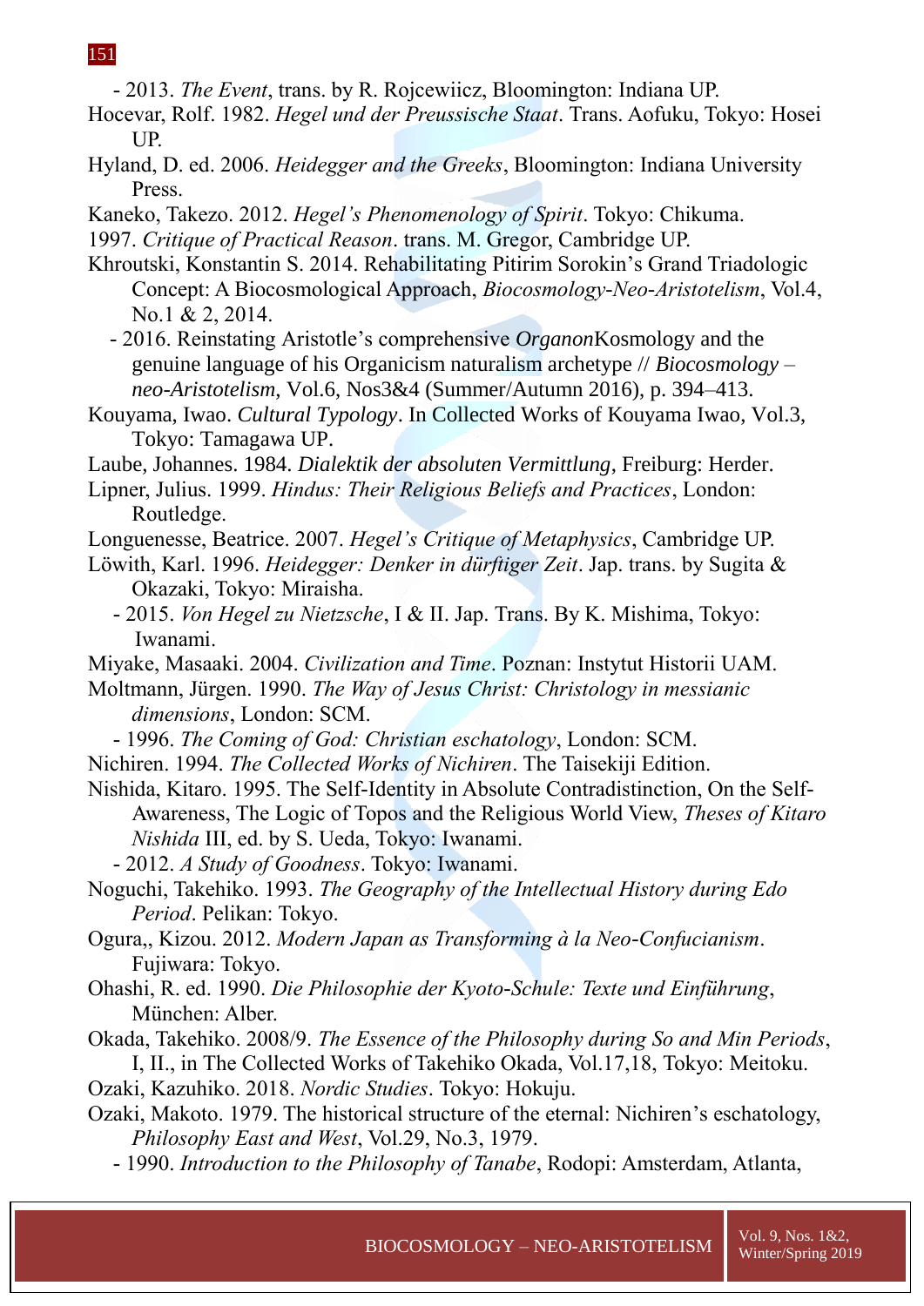- 2013. *The Event*, trans. by R. Rojcewiicz, Bloomington: Indiana UP.

Hocevar, Rolf. 1982. *Hegel und der Preussische Staat*. Trans. Aofuku, Tokyo: Hosei UP.

Hyland, D. ed. 2006. *Heidegger and the Greeks*, Bloomington: Indiana University Press.

Kaneko, Takezo. 2012. *Hegel's Phenomenology of Spirit*. Tokyo: Chikuma.

1997. *Critique of Practical Reason*. trans. M. Gregor, Cambridge UP.

Khroutski, Konstantin S. 2014. Rehabilitating Pitirim Sorokin's Grand Triadologic Concept: A Biocosmological Approach, *Biocosmology-Neo-Aristotelism*, Vol.4, No.1 & 2, 2014.

- 2016. Reinstating Aristotle's comprehensive *Organon*Kosmology and the genuine language of his Organicism naturalism archetype // *Biocosmology – neo-Aristotelism*, Vol.6, Nos3&4 (Summer/Autumn 2016), p. 394–413.

Kouyama, Iwao. *Cultural Typology*. In Collected Works of Kouyama Iwao, Vol.3, Tokyo: Tamagawa UP.

Laube, Johannes. 1984. *Dialektik der absoluten Vermittlung*, Freiburg: Herder.

Lipner, Julius. 1999. *Hindus: Their Religious Beliefs and Practices*, London: Routledge.

Longuenesse, Beatrice. 2007. *Hegel's Critique of Metaphysics*, Cambridge UP.

Löwith, Karl. 1996. *Heidegger: Denker in dürftiger Zeit*. Jap. trans. by Sugita & Okazaki, Tokyo: Miraisha.

- 2015. *Von Hegel zu Nietzsche*, I & II. Jap. Trans. By K. Mishima, Tokyo: Iwanami.

Miyake, Masaaki. 2004. *Civilization and Time*. Poznan: Instytut Historii UAM.

Moltmann, Jürgen. 1990. *The Way of Jesus Christ: Christology in messianic dimensions*, London: SCM.

- 1996. *The Coming of God: Christian eschatology*, London: SCM.

Nichiren. 1994. *The Collected Works of Nichiren*. The Taisekiji Edition.

Nishida, Kitaro. 1995. The Self-Identity in Absolute Contradistinction, On the Self-Awareness, The Logic of Topos and the Religious World View, *Theses of Kitaro Nishida* III, ed. by S. Ueda, Tokyo: Iwanami.

- 2012. *A Study of Goodness*. Tokyo: Iwanami.

Noguchi, Takehiko. 1993. *The Geography of the Intellectual History during Edo Period*. Pelikan: Tokyo.

Ogura,, Kizou. 2012. *Modern Japan as Transforming à la Neo-Confucianism*. Fujiwara: Tokyo.

Ohashi, R. ed. 1990. *Die Philosophie der Kyoto-Schule: Texte und Einführung*, München: Alber.

Okada, Takehiko. 2008/9. *The Essence of the Philosophy during So and Min Periods*, I, II., in The Collected Works of Takehiko Okada, Vol.17,18, Tokyo: Meitoku.

Ozaki, Kazuhiko. 2018. *Nordic Studies*. Tokyo: Hokuju.

Ozaki, Makoto. 1979. The historical structure of the eternal: Nichiren's eschatology, *Philosophy East and West*, Vol.29, No.3, 1979.

- 1990. *Introduction to the Philosophy of Tanabe*, Rodopi: Amsterdam, Atlanta,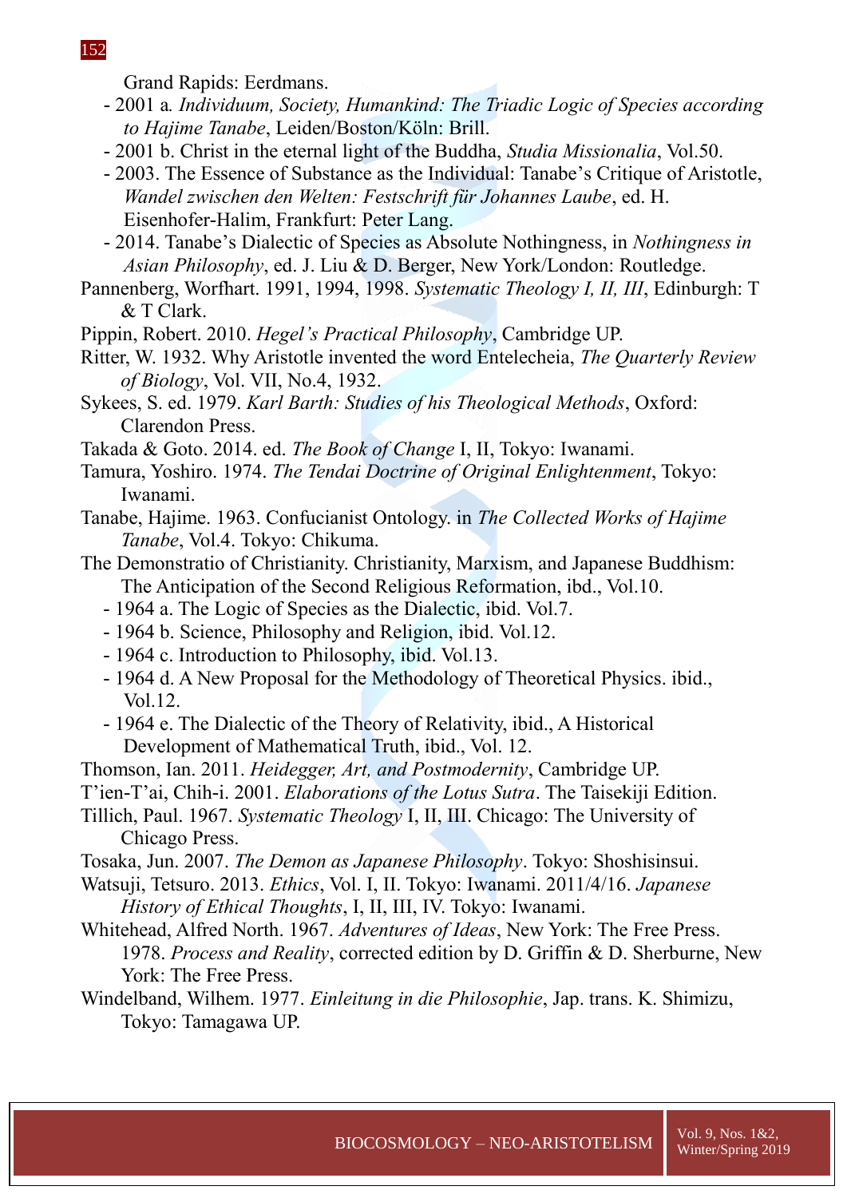Grand Rapids: Eerdmans.

- 2001 a. *Individuum, Society, Humankind: The Triadic Logic of Species according to Hajime Tanabe*, Leiden/Boston/Köln: Brill.
- 2001 b. Christ in the eternal light of the Buddha, *Studia Missionalia*, Vol.50.
- 2003. The Essence of Substance as the Individual: Tanabe's Critique of Aristotle, *Wandel zwischen den Welten: Festschrift für Johannes Laube*, ed. H. Eisenhofer-Halim, Frankfurt: Peter Lang.
- 2014. Tanabe's Dialectic of Species as Absolute Nothingness, in *Nothingness in Asian Philosophy*, ed. J. Liu & D. Berger, New York/London: Routledge.

Pannenberg, Worfhart. 1991, 1994, 1998. *Systematic Theology I, II, III*, Edinburgh: T & T Clark.

Pippin, Robert. 2010. *Hegel's Practical Philosophy*, Cambridge UP.

Ritter, W. 1932. Why Aristotle invented the word Entelecheia, *The Quarterly Review of Biology*, Vol. VII, No.4, 1932.

Sykees, S. ed. 1979. *Karl Barth: Studies of his Theological Methods*, Oxford: Clarendon Press.

Takada & Goto. 2014. ed. *The Book of Change* I, II, Tokyo: Iwanami.

Tamura, Yoshiro. 1974. *The Tendai Doctrine of Original Enlightenment*, Tokyo: Iwanami.

Tanabe, Hajime. 1963. Confucianist Ontology. in *The Collected Works of Hajime Tanabe*, Vol.4. Tokyo: Chikuma.

The Demonstratio of Christianity. Christianity, Marxism, and Japanese Buddhism: The Anticipation of the Second Religious Reformation, ibd., Vol.10.

- 1964 a. The Logic of Species as the Dialectic, ibid. Vol.7.
- 1964 b. Science, Philosophy and Religion, ibid. Vol.12.
- 1964 c. Introduction to Philosophy, ibid. Vol.13.
- 1964 d. A New Proposal for the Methodology of Theoretical Physics. ibid., Vol.12.
- 1964 e. The Dialectic of the Theory of Relativity, ibid., A Historical Development of Mathematical Truth, ibid., Vol. 12.

Thomson, Ian. 2011. *Heidegger, Art, and Postmodernity*, Cambridge UP.

T'ien-T'ai, Chih-i. 2001. *Elaborations of the Lotus Sutra*. The Taisekiji Edition.

Tillich, Paul. 1967. *Systematic Theology* I, II, III. Chicago: The University of Chicago Press.

Tosaka, Jun. 2007. *The Demon as Japanese Philosophy*. Tokyo: Shoshisinsui.

Watsuji, Tetsuro. 2013. *Ethics*, Vol. I, II. Tokyo: Iwanami. 2011/4/16. *Japanese History of Ethical Thoughts*, I, II, III, IV. Tokyo: Iwanami.

Whitehead, Alfred North. 1967. *Adventures of Ideas*, New York: The Free Press. 1978. *Process and Reality*, corrected edition by D. Griffin & D. Sherburne, New York: The Free Press.

Windelband, Wilhem. 1977. *Einleitung in die Philosophie*, Jap. trans. K. Shimizu, Tokyo: Tamagawa UP.